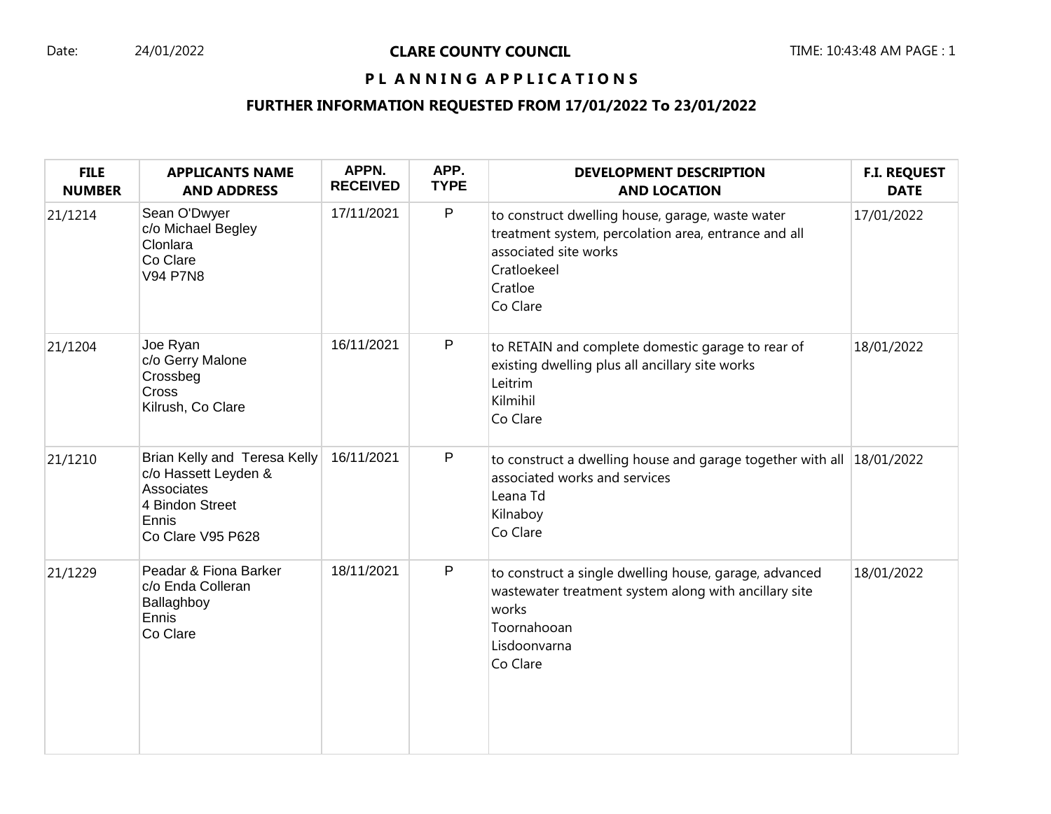Date: 24/01/2022

# CLARE COUNTY COUNCIL

TIME: 10:43:48 AM

## PLANNING APPLICATIONS

### FURTHER INFORMATION REQUESTED FROM 17/01/2022 To 23/01/2022

| FILE NUMBER | APPLICANTS NAME AND ADDRESS | APPN. RECEIVED | APP. TYPE | DEVELOPMENT DESCRIPTION AND LOCATION | F.I. REQUEST DATE |
|---|---|---|---|---|---|
| 21/1214 | Sean O'Dwyer<br>c/o Michael Begley<br>Clonlara<br>Co Clare<br>V94 P7N8 | 17/11/2021 | P | to construct dwelling house, garage, waste water treatment system, percolation area, entrance and all associated site works<br>Cratloekeel<br>Cratloe<br>Co Clare | 17/01/2022 |
| 21/1204 | Joe Ryan<br>c/o Gerry Malone<br>Crossbeg<br>Cross<br>Kilrush, Co Clare | 16/11/2021 | P | to RETAIN and complete domestic garage to rear of existing dwelling plus all ancillary site works<br>Leitrim<br>Kilmihil<br>Co Clare | 18/01/2022 |
| 21/1210 | Brian Kelly and Teresa Kelly<br>c/o Hassett Leyden & Associates<br>4 Bindon Street<br>Ennis<br>Co Clare V95 P628 | 16/11/2021 | P | to construct a dwelling house and garage together with all associated works and services<br>Leana Td<br>Kilnaboy<br>Co Clare | 18/01/2022 |
| 21/1229 | Peadar & Fiona Barker<br>c/o Enda Colleran<br>Ballaghboy<br>Ennis<br>Co Clare | 18/11/2021 | P | to construct a single dwelling house, garage, advanced wastewater treatment system along with ancillary site works<br>Toornahooan<br>Lisdoonvarna<br>Co Clare | 18/01/2022 |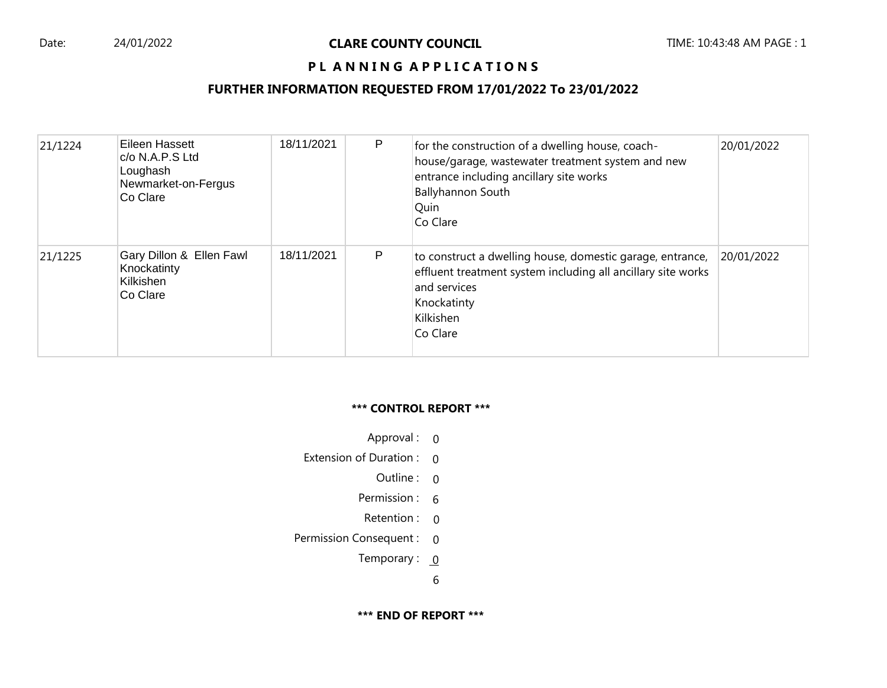| | | | | | |
|---|---|---|---|---|---|
| 21/1224 | Eileen Hassett<br>c/o N.A.P.S Ltd<br>Loughash<br>Newmarket-on-Fergus<br>Co Clare | 18/11/2021 | P | for the construction of a dwelling house, coach-house/garage, wastewater treatment system and new entrance including ancillary site works<br>Ballyhannon South<br>Quin<br>Co Clare | 20/01/2022 |
| 21/1225 | Gary Dillon & Ellen Fawl<br>Knockatinty<br>Kilkishen<br>Co Clare | 18/11/2021 | P | to construct a dwelling house, domestic garage, entrance, effluent treatment system including all ancillary site works and services<br>Knockatinty<br>Kilkishen<br>Co Clare | 20/01/2022 |

**\*\*\* CONTROL REPORT \*\*\***

| | |
|---|---|
| Approval : | 0 |
| Extension of Duration : | 0 |
| Outline : | 0 |
| Permission : | 6 |
| Retention : | 0 |
| Permission Consequent : | 0 |
| Temporary : | 0 |
| | 6 |

**\*\*\* END OF REPORT \*\*\***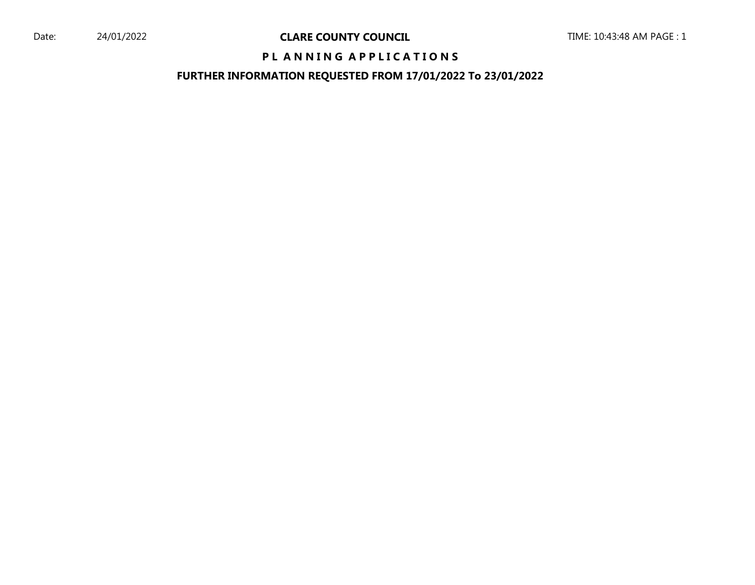Date: 24/01/2022

# CLARE COUNTY COUNCIL

TIME: 10:43:48 AM PAGE : 1

## P L A N N I N G A P P L I C A T I O N S

### FURTHER INFORMATION REQUESTED FROM 17/01/2022 To 23/01/2022